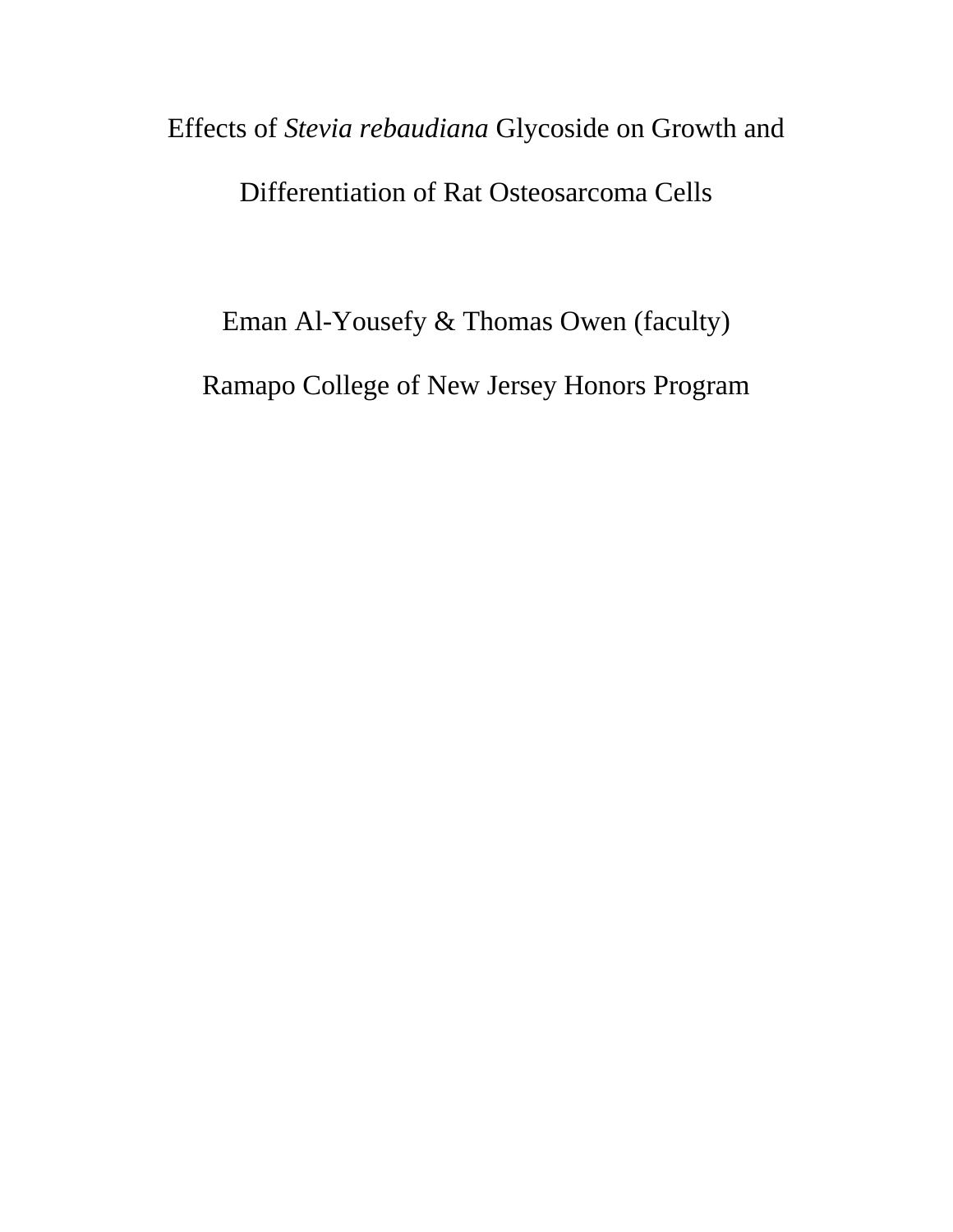# Effects of *Stevia rebaudiana* Glycoside on Growth and Differentiation of Rat Osteosarcoma Cells

Eman Al-Yousefy & Thomas Owen (faculty)

Ramapo College of New Jersey Honors Program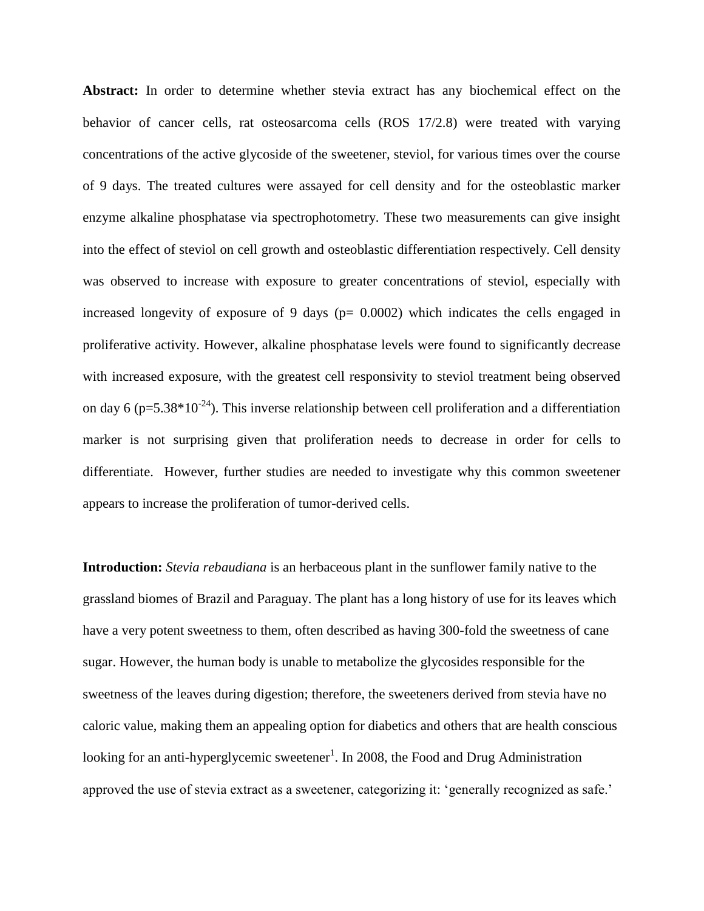**Abstract:** In order to determine whether stevia extract has any biochemical effect on the behavior of cancer cells, rat osteosarcoma cells (ROS 17/2.8) were treated with varying concentrations of the active glycoside of the sweetener, steviol, for various times over the course of 9 days. The treated cultures were assayed for cell density and for the osteoblastic marker enzyme alkaline phosphatase via spectrophotometry. These two measurements can give insight into the effect of steviol on cell growth and osteoblastic differentiation respectively. Cell density was observed to increase with exposure to greater concentrations of steviol, especially with increased longevity of exposure of 9 days ($p= 0.0002$) which indicates the cells engaged in proliferative activity. However, alkaline phosphatase levels were found to significantly decrease with increased exposure, with the greatest cell responsivity to steviol treatment being observed on day 6 ($p=5.38*10^{-24}$). This inverse relationship between cell proliferation and a differentiation marker is not surprising given that proliferation needs to decrease in order for cells to differentiate. However, further studies are needed to investigate why this common sweetener appears to increase the proliferation of tumor-derived cells.

**Introduction:** *Stevia rebaudiana* is an herbaceous plant in the sunflower family native to the grassland biomes of Brazil and Paraguay. The plant has a long history of use for its leaves which have a very potent sweetness to them, often described as having 300-fold the sweetness of cane sugar. However, the human body is unable to metabolize the glycosides responsible for the sweetness of the leaves during digestion; therefore, the sweeteners derived from stevia have no caloric value, making them an appealing option for diabetics and others that are health conscious looking for an anti-hyperglycemic sweetener[1]. In 2008, the Food and Drug Administration approved the use of stevia extract as a sweetener, categorizing it: 'generally recognized as safe.'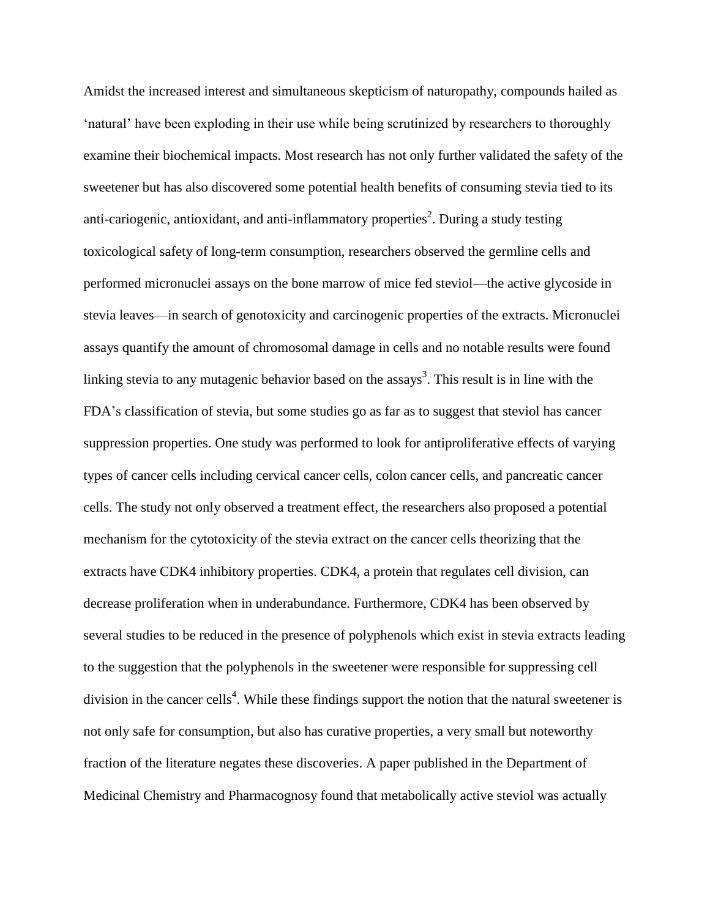Amidst the increased interest and simultaneous skepticism of naturopathy, compounds hailed as 'natural' have been exploding in their use while being scrutinized by researchers to thoroughly examine their biochemical impacts. Most research has not only further validated the safety of the sweetener but has also discovered some potential health benefits of consuming stevia tied to its anti-cariogenic, antioxidant, and anti-inflammatory properties[2]. During a study testing toxicological safety of long-term consumption, researchers observed the germline cells and performed micronuclei assays on the bone marrow of mice fed steviol—the active glycoside in stevia leaves—in search of genotoxicity and carcinogenic properties of the extracts. Micronuclei assays quantify the amount of chromosomal damage in cells and no notable results were found linking stevia to any mutagenic behavior based on the assays[3]. This result is in line with the FDA's classification of stevia, but some studies go as far as to suggest that steviol has cancer suppression properties. One study was performed to look for antiproliferative effects of varying types of cancer cells including cervical cancer cells, colon cancer cells, and pancreatic cancer cells. The study not only observed a treatment effect, the researchers also proposed a potential mechanism for the cytotoxicity of the stevia extract on the cancer cells theorizing that the extracts have CDK4 inhibitory properties. CDK4, a protein that regulates cell division, can decrease proliferation when in underabundance. Furthermore, CDK4 has been observed by several studies to be reduced in the presence of polyphenols which exist in stevia extracts leading to the suggestion that the polyphenols in the sweetener were responsible for suppressing cell division in the cancer cells[4]. While these findings support the notion that the natural sweetener is not only safe for consumption, but also has curative properties, a very small but noteworthy fraction of the literature negates these discoveries. A paper published in the Department of Medicinal Chemistry and Pharmacognosy found that metabolically active steviol was actually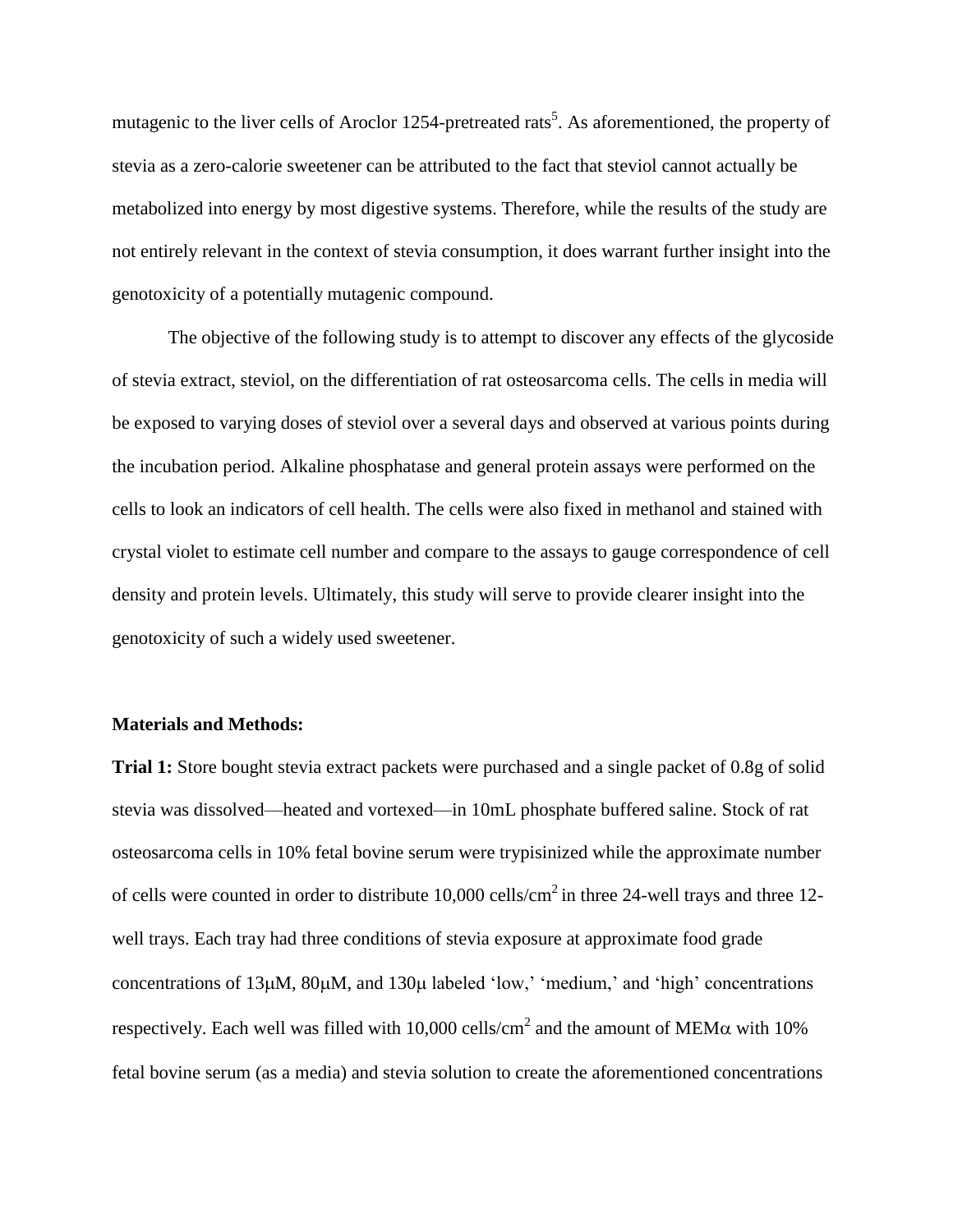mutagenic to the liver cells of Aroclor 1254-pretreated rats[5]. As aforementioned, the property of stevia as a zero-calorie sweetener can be attributed to the fact that steviol cannot actually be metabolized into energy by most digestive systems. Therefore, while the results of the study are not entirely relevant in the context of stevia consumption, it does warrant further insight into the genotoxicity of a potentially mutagenic compound.

The objective of the following study is to attempt to discover any effects of the glycoside of stevia extract, steviol, on the differentiation of rat osteosarcoma cells. The cells in media will be exposed to varying doses of steviol over a several days and observed at various points during the incubation period. Alkaline phosphatase and general protein assays were performed on the cells to look an indicators of cell health. The cells were also fixed in methanol and stained with crystal violet to estimate cell number and compare to the assays to gauge correspondence of cell density and protein levels. Ultimately, this study will serve to provide clearer insight into the genotoxicity of such a widely used sweetener.

**Materials and Methods:**

**Trial 1:** Store bought stevia extract packets were purchased and a single packet of 0.8g of solid stevia was dissolved—heated and vortexed—in 10mL phosphate buffered saline. Stock of rat osteosarcoma cells in 10% fetal bovine serum were trypisinized while the approximate number of cells were counted in order to distribute 10,000 cells/cm$^2$ in three 24-well trays and three 12-well trays. Each tray had three conditions of stevia exposure at approximate food grade concentrations of 13$\mu$M, 80$\mu$M, and 130$\mu$ labeled 'low,' 'medium,' and 'high' concentrations respectively. Each well was filled with 10,000 cells/cm$^2$ and the amount of MEM$\alpha$ with 10% fetal bovine serum (as a media) and stevia solution to create the aforementioned concentrations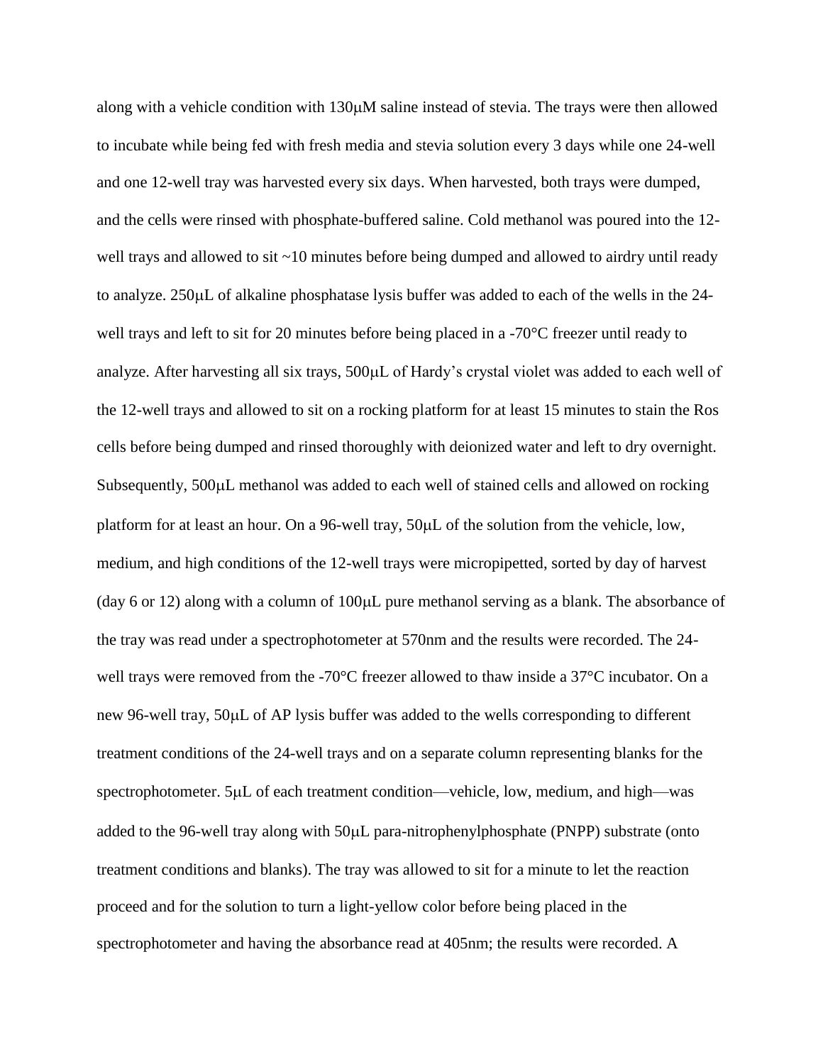along with a vehicle condition with 130μM saline instead of stevia. The trays were then allowed to incubate while being fed with fresh media and stevia solution every 3 days while one 24-well and one 12-well tray was harvested every six days. When harvested, both trays were dumped, and the cells were rinsed with phosphate-buffered saline. Cold methanol was poured into the 12-well trays and allowed to sit ~10 minutes before being dumped and allowed to airdry until ready to analyze. 250μL of alkaline phosphatase lysis buffer was added to each of the wells in the 24-well trays and left to sit for 20 minutes before being placed in a -70°C freezer until ready to analyze. After harvesting all six trays, 500μL of Hardy's crystal violet was added to each well of the 12-well trays and allowed to sit on a rocking platform for at least 15 minutes to stain the Ros cells before being dumped and rinsed thoroughly with deionized water and left to dry overnight. Subsequently, 500μL methanol was added to each well of stained cells and allowed on rocking platform for at least an hour. On a 96-well tray, 50μL of the solution from the vehicle, low, medium, and high conditions of the 12-well trays were micropipetted, sorted by day of harvest (day 6 or 12) along with a column of 100μL pure methanol serving as a blank. The absorbance of the tray was read under a spectrophotometer at 570nm and the results were recorded. The 24-well trays were removed from the -70°C freezer allowed to thaw inside a 37°C incubator. On a new 96-well tray, 50μL of AP lysis buffer was added to the wells corresponding to different treatment conditions of the 24-well trays and on a separate column representing blanks for the spectrophotometer. 5μL of each treatment condition—vehicle, low, medium, and high—was added to the 96-well tray along with 50μL para-nitrophenylphosphate (PNPP) substrate (onto treatment conditions and blanks). The tray was allowed to sit for a minute to let the reaction proceed and for the solution to turn a light-yellow color before being placed in the spectrophotometer and having the absorbance read at 405nm; the results were recorded. A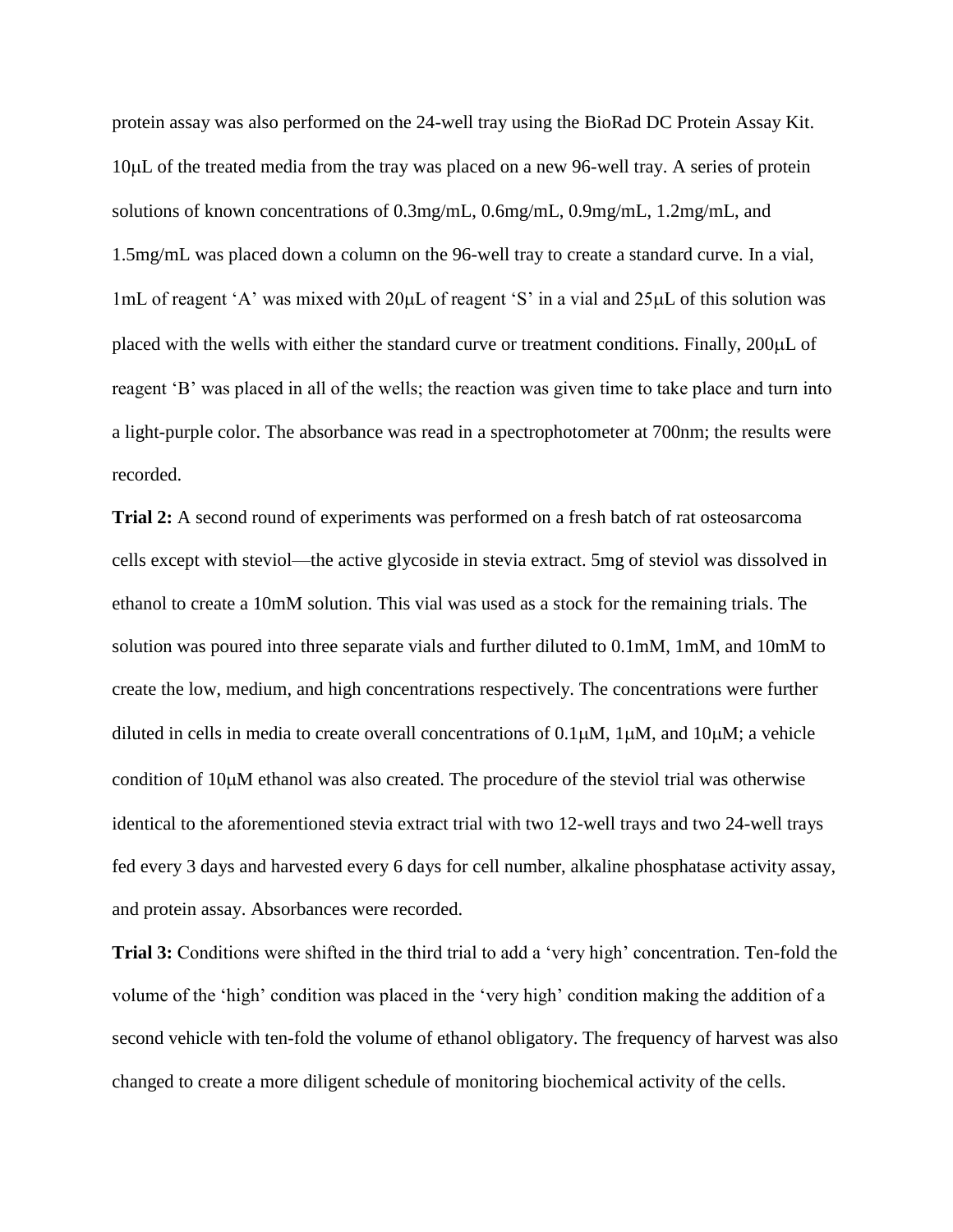protein assay was also performed on the 24-well tray using the BioRad DC Protein Assay Kit. 10μL of the treated media from the tray was placed on a new 96-well tray. A series of protein solutions of known concentrations of 0.3mg/mL, 0.6mg/mL, 0.9mg/mL, 1.2mg/mL, and 1.5mg/mL was placed down a column on the 96-well tray to create a standard curve. In a vial, 1mL of reagent 'A' was mixed with 20μL of reagent 'S' in a vial and 25μL of this solution was placed with the wells with either the standard curve or treatment conditions. Finally, 200μL of reagent 'B' was placed in all of the wells; the reaction was given time to take place and turn into a light-purple color. The absorbance was read in a spectrophotometer at 700nm; the results were recorded.

**Trial 2:** A second round of experiments was performed on a fresh batch of rat osteosarcoma cells except with steviol—the active glycoside in stevia extract. 5mg of steviol was dissolved in ethanol to create a 10mM solution. This vial was used as a stock for the remaining trials. The solution was poured into three separate vials and further diluted to 0.1mM, 1mM, and 10mM to create the low, medium, and high concentrations respectively. The concentrations were further diluted in cells in media to create overall concentrations of 0.1μM, 1μM, and 10μM; a vehicle condition of 10μM ethanol was also created. The procedure of the steviol trial was otherwise identical to the aforementioned stevia extract trial with two 12-well trays and two 24-well trays fed every 3 days and harvested every 6 days for cell number, alkaline phosphatase activity assay, and protein assay. Absorbances were recorded.

**Trial 3:** Conditions were shifted in the third trial to add a 'very high' concentration. Ten-fold the volume of the 'high' condition was placed in the 'very high' condition making the addition of a second vehicle with ten-fold the volume of ethanol obligatory. The frequency of harvest was also changed to create a more diligent schedule of monitoring biochemical activity of the cells.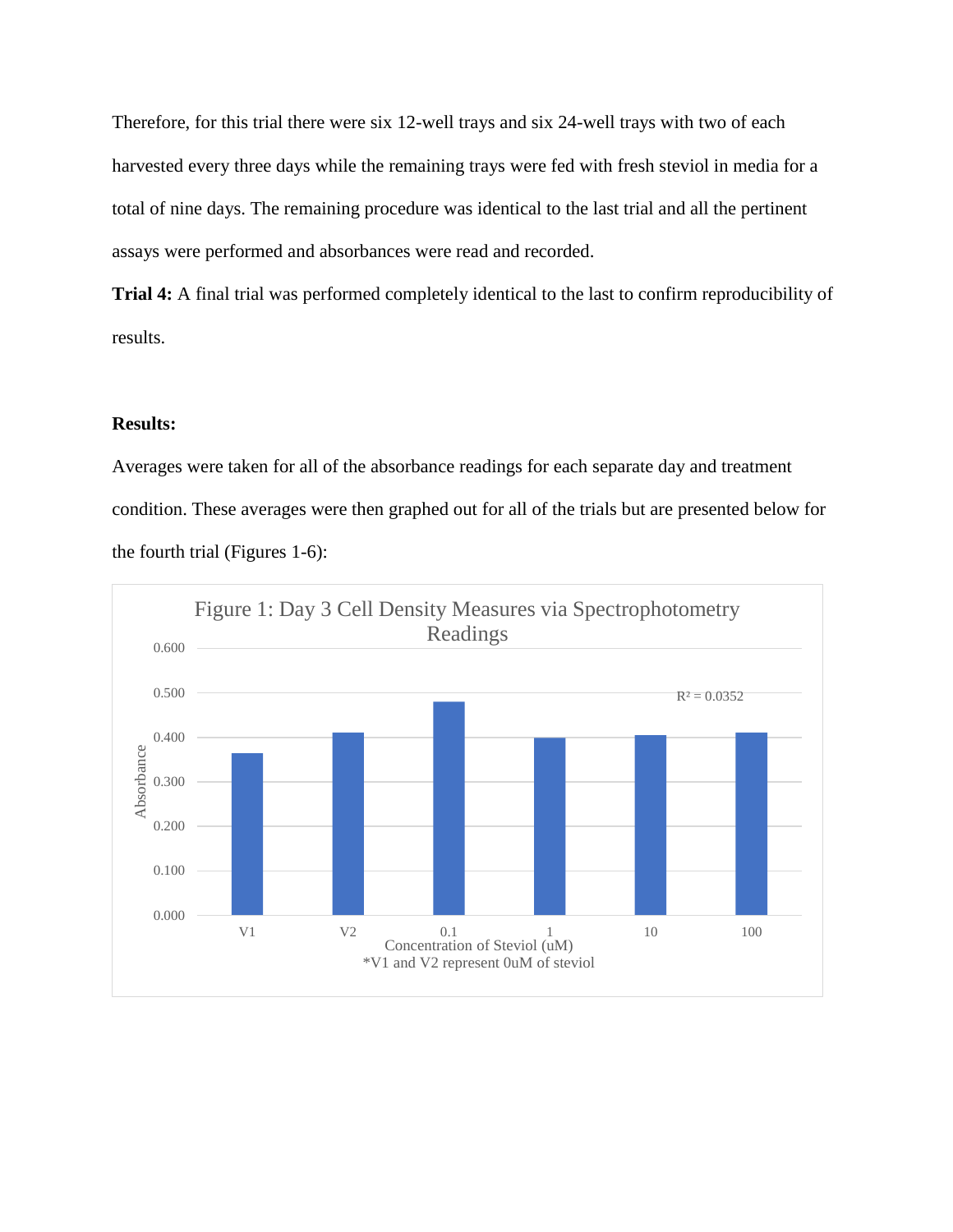Therefore, for this trial there were six 12-well trays and six 24-well trays with two of each harvested every three days while the remaining trays were fed with fresh steviol in media for a total of nine days. The remaining procedure was identical to the last trial and all the pertinent assays were performed and absorbances were read and recorded.

**Trial 4:** A final trial was performed completely identical to the last to confirm reproducibility of results.

**Results:**

Averages were taken for all of the absorbance readings for each separate day and treatment condition. These averages were then graphed out for all of the trials but are presented below for the fourth trial (Figures 1-6):

Figure 1: Day 3 Cell Density Measures via Spectrophotometry Readings

$R^2 = 0.0352$

Absorbance (y-axis: 0.000–0.600)

Concentration of Steviol (uM): V1, V2, 0.1, 1, 10, 100

*V1 and V2 represent 0uM of steviol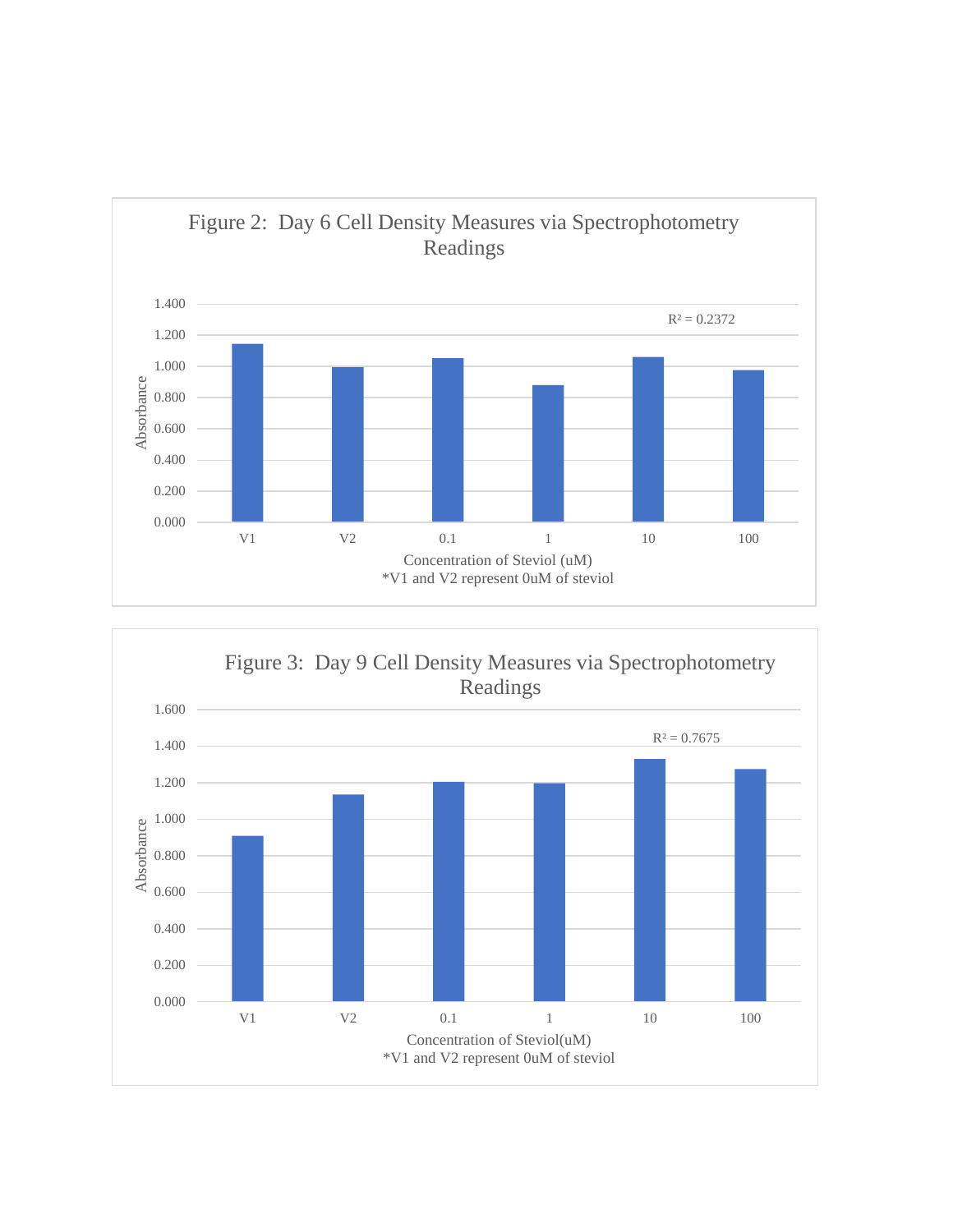Figure 2: Day 6 Cell Density Measures via Spectrophotometry Readings

$R^2 = 0.2372$

Absorbance

Concentration of Steviol (uM)
*V1 and V2 represent 0uM of steviol

Figure 3: Day 9 Cell Density Measures via Spectrophotometry Readings

$R^2 = 0.7675$

Absorbance

Concentration of Steviol(uM)
*V1 and V2 represent 0uM of steviol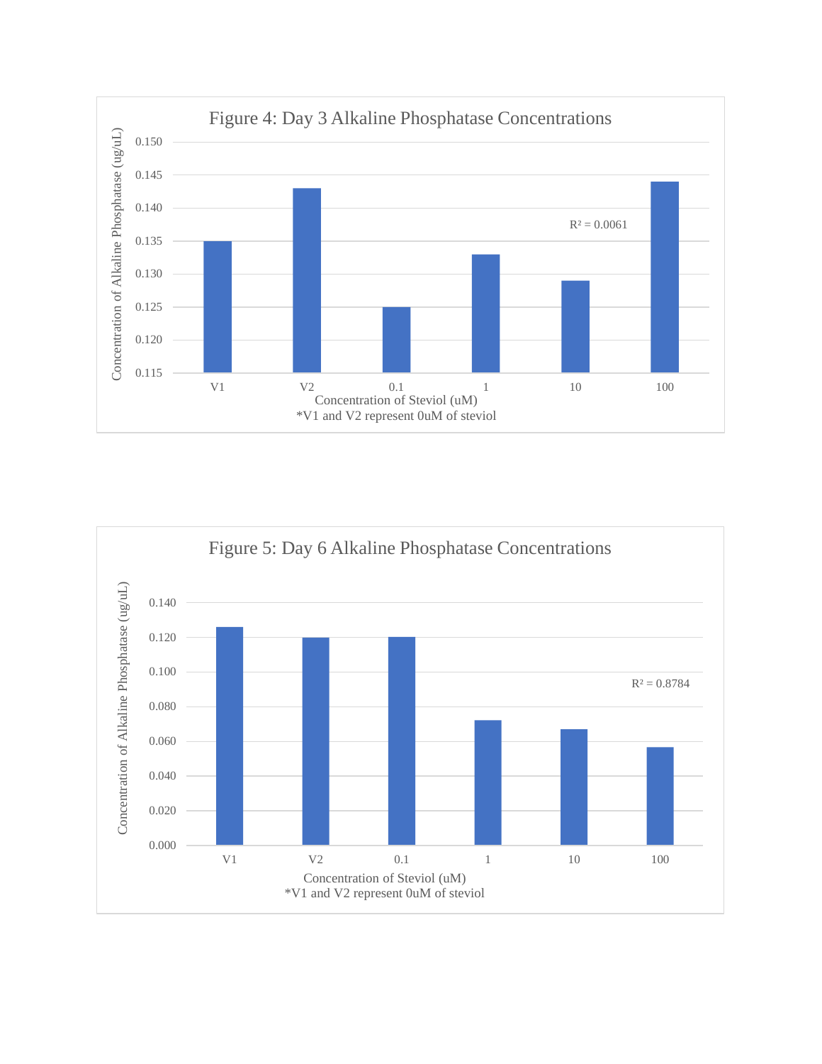Figure 4: Day 3 Alkaline Phosphatase Concentrations

Concentration of Alkaline Phosphatase (ug/uL)

0.150
0.145
0.140
0.135
0.130
0.125
0.120
0.115

$R^2 = 0.0061$

V1 V2 0.1 1 10 100

Concentration of Steviol (uM)
*V1 and V2 represent 0uM of steviol

Figure 5: Day 6 Alkaline Phosphatase Concentrations

Concentration of Alkaline Phosphatase (ug/uL)

0.140
0.120
0.100
0.080
0.060
0.040
0.020
0.000

$R^2 = 0.8784$

V1 V2 0.1 1 10 100

Concentration of Steviol (uM)
*V1 and V2 represent 0uM of steviol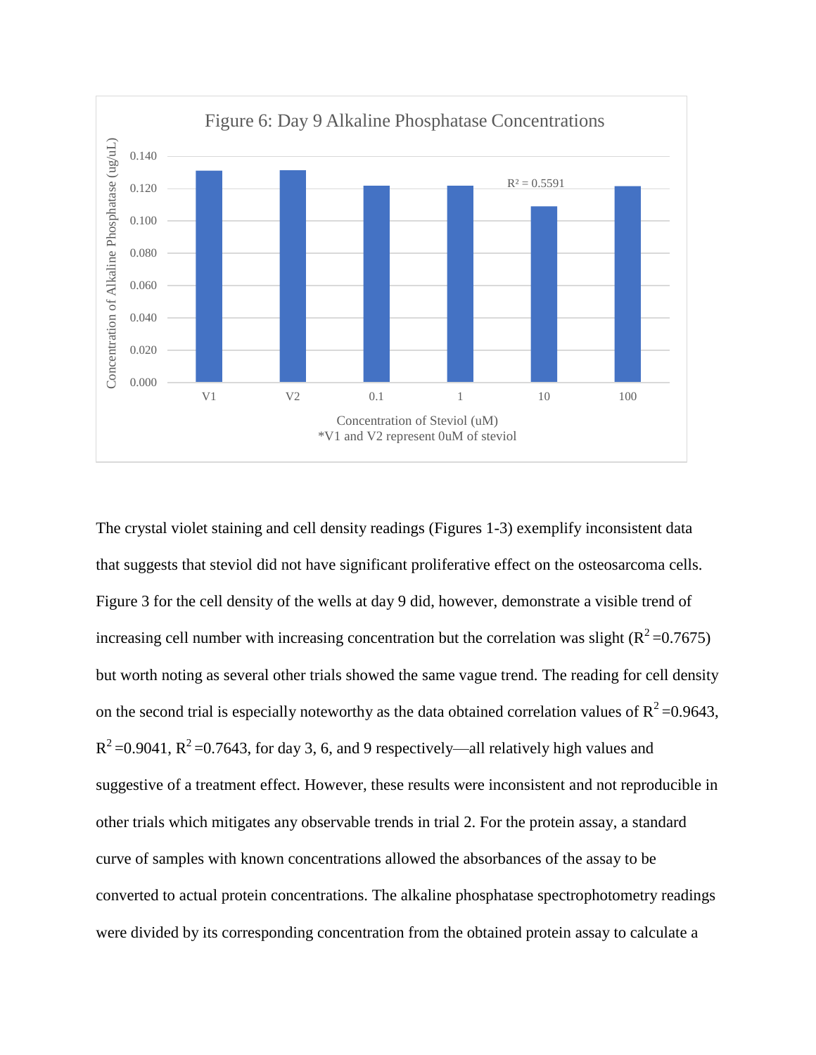Figure 6: Day 9 Alkaline Phosphatase Concentrations

Concentration of Alkaline Phosphatase (ug/uL)

$R^2 = 0.5591$

Concentration of Steviol (uM)
*V1 and V2 represent 0uM of steviol

The crystal violet staining and cell density readings (Figures 1-3) exemplify inconsistent data that suggests that steviol did not have significant proliferative effect on the osteosarcoma cells. Figure 3 for the cell density of the wells at day 9 did, however, demonstrate a visible trend of increasing cell number with increasing concentration but the correlation was slight ($R^2 = 0.7675$) but worth noting as several other trials showed the same vague trend. The reading for cell density on the second trial is especially noteworthy as the data obtained correlation values of $R^2 = 0.9643$, $R^2 = 0.9041$, $R^2 = 0.7643$, for day 3, 6, and 9 respectively—all relatively high values and suggestive of a treatment effect. However, these results were inconsistent and not reproducible in other trials which mitigates any observable trends in trial 2. For the protein assay, a standard curve of samples with known concentrations allowed the absorbances of the assay to be converted to actual protein concentrations. The alkaline phosphatase spectrophotometry readings were divided by its corresponding concentration from the obtained protein assay to calculate a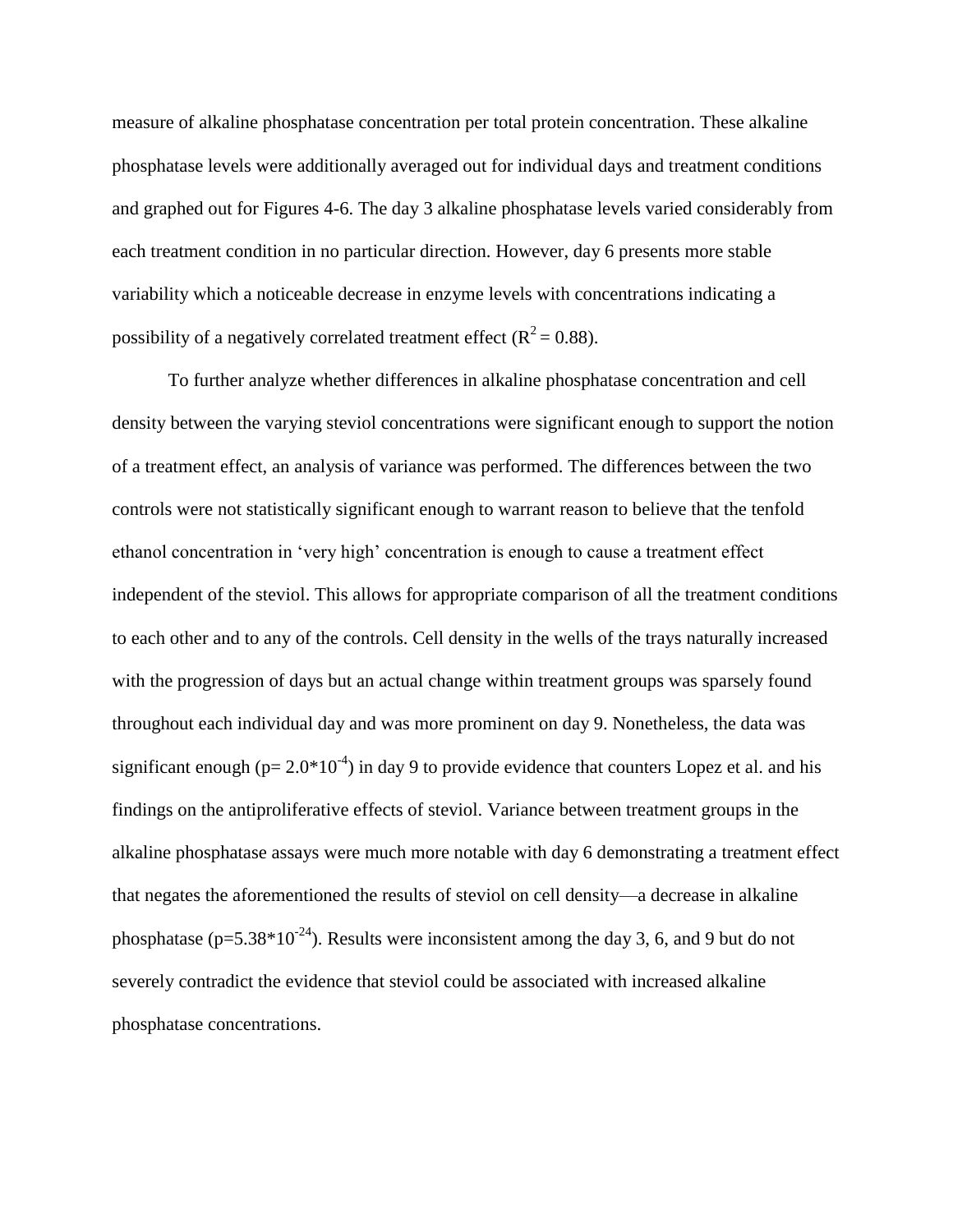measure of alkaline phosphatase concentration per total protein concentration. These alkaline phosphatase levels were additionally averaged out for individual days and treatment conditions and graphed out for Figures 4-6. The day 3 alkaline phosphatase levels varied considerably from each treatment condition in no particular direction. However, day 6 presents more stable variability which a noticeable decrease in enzyme levels with concentrations indicating a possibility of a negatively correlated treatment effect ($R^2 = 0.88$).

To further analyze whether differences in alkaline phosphatase concentration and cell density between the varying steviol concentrations were significant enough to support the notion of a treatment effect, an analysis of variance was performed. The differences between the two controls were not statistically significant enough to warrant reason to believe that the tenfold ethanol concentration in 'very high' concentration is enough to cause a treatment effect independent of the steviol. This allows for appropriate comparison of all the treatment conditions to each other and to any of the controls. Cell density in the wells of the trays naturally increased with the progression of days but an actual change within treatment groups was sparsely found throughout each individual day and was more prominent on day 9. Nonetheless, the data was significant enough ($p = 2.0*10^{-4}$) in day 9 to provide evidence that counters Lopez et al. and his findings on the antiproliferative effects of steviol. Variance between treatment groups in the alkaline phosphatase assays were much more notable with day 6 demonstrating a treatment effect that negates the aforementioned the results of steviol on cell density—a decrease in alkaline phosphatase ($p=5.38*10^{-24}$). Results were inconsistent among the day 3, 6, and 9 but do not severely contradict the evidence that steviol could be associated with increased alkaline phosphatase concentrations.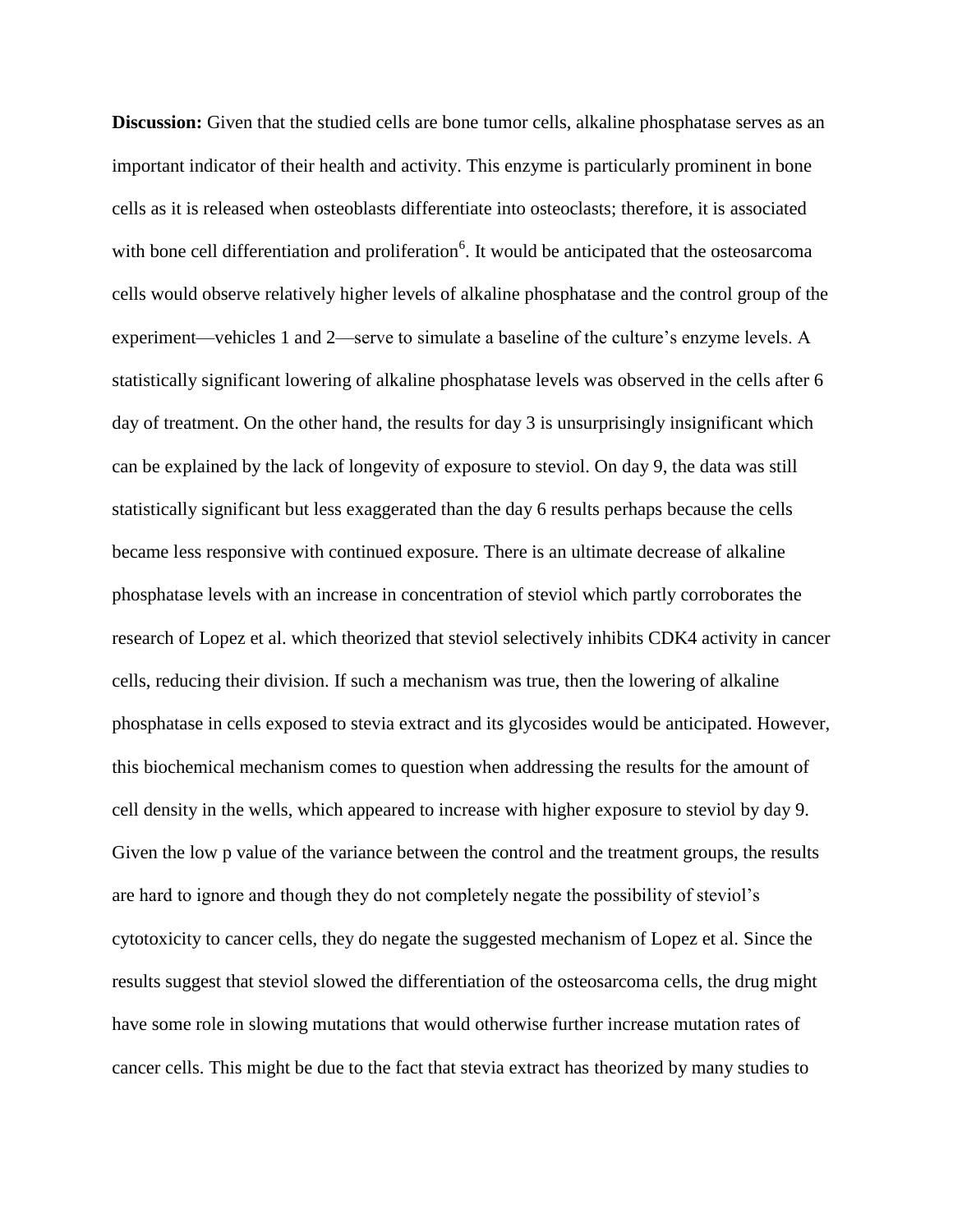**Discussion:** Given that the studied cells are bone tumor cells, alkaline phosphatase serves as an important indicator of their health and activity. This enzyme is particularly prominent in bone cells as it is released when osteoblasts differentiate into osteoclasts; therefore, it is associated with bone cell differentiation and proliferation[6]. It would be anticipated that the osteosarcoma cells would observe relatively higher levels of alkaline phosphatase and the control group of the experiment—vehicles 1 and 2—serve to simulate a baseline of the culture's enzyme levels. A statistically significant lowering of alkaline phosphatase levels was observed in the cells after 6 day of treatment. On the other hand, the results for day 3 is unsurprisingly insignificant which can be explained by the lack of longevity of exposure to steviol. On day 9, the data was still statistically significant but less exaggerated than the day 6 results perhaps because the cells became less responsive with continued exposure. There is an ultimate decrease of alkaline phosphatase levels with an increase in concentration of steviol which partly corroborates the research of Lopez et al. which theorized that steviol selectively inhibits CDK4 activity in cancer cells, reducing their division. If such a mechanism was true, then the lowering of alkaline phosphatase in cells exposed to stevia extract and its glycosides would be anticipated. However, this biochemical mechanism comes to question when addressing the results for the amount of cell density in the wells, which appeared to increase with higher exposure to steviol by day 9. Given the low p value of the variance between the control and the treatment groups, the results are hard to ignore and though they do not completely negate the possibility of steviol's cytotoxicity to cancer cells, they do negate the suggested mechanism of Lopez et al. Since the results suggest that steviol slowed the differentiation of the osteosarcoma cells, the drug might have some role in slowing mutations that would otherwise further increase mutation rates of cancer cells. This might be due to the fact that stevia extract has theorized by many studies to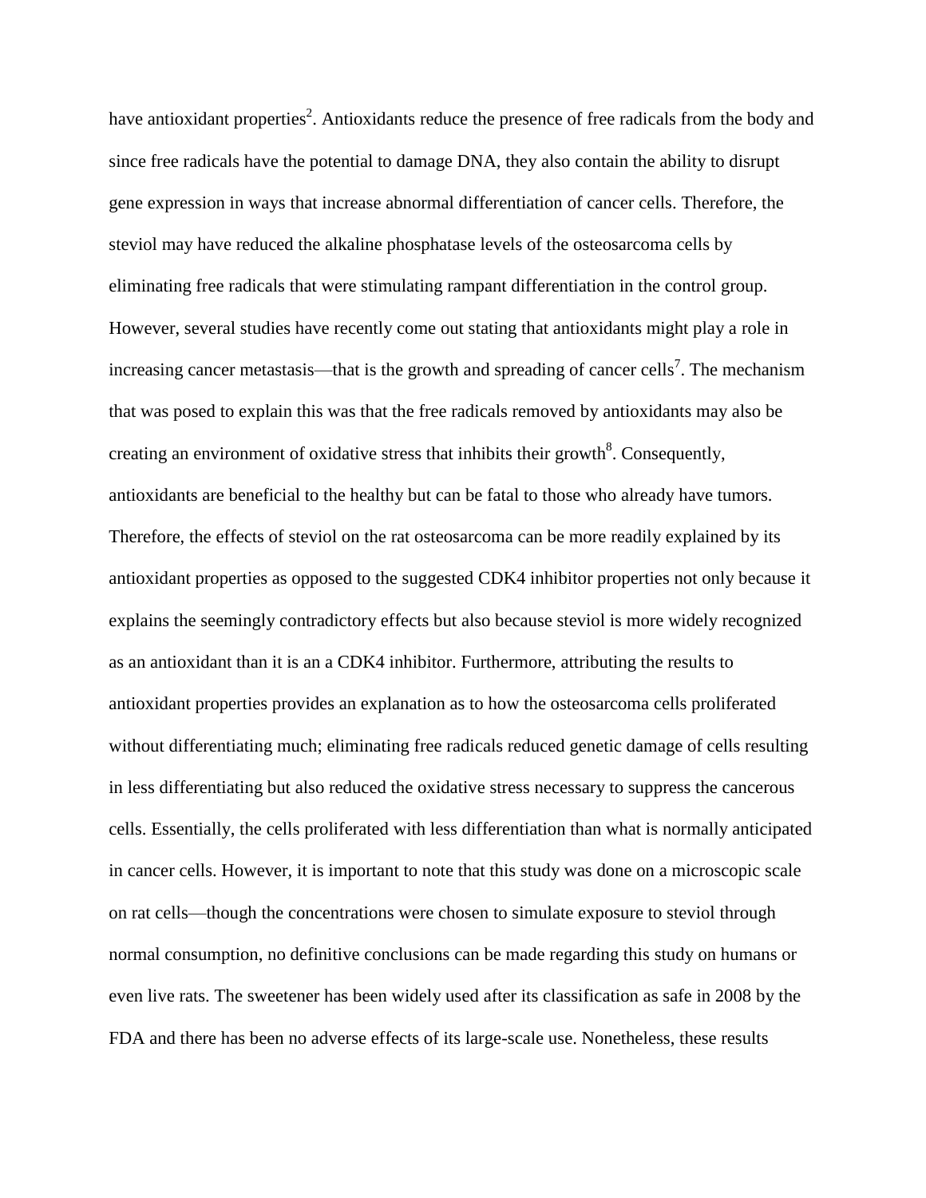have antioxidant properties[2]. Antioxidants reduce the presence of free radicals from the body and since free radicals have the potential to damage DNA, they also contain the ability to disrupt gene expression in ways that increase abnormal differentiation of cancer cells. Therefore, the steviol may have reduced the alkaline phosphatase levels of the osteosarcoma cells by eliminating free radicals that were stimulating rampant differentiation in the control group. However, several studies have recently come out stating that antioxidants might play a role in increasing cancer metastasis—that is the growth and spreading of cancer cells[7]. The mechanism that was posed to explain this was that the free radicals removed by antioxidants may also be creating an environment of oxidative stress that inhibits their growth[8]. Consequently, antioxidants are beneficial to the healthy but can be fatal to those who already have tumors. Therefore, the effects of steviol on the rat osteosarcoma can be more readily explained by its antioxidant properties as opposed to the suggested CDK4 inhibitor properties not only because it explains the seemingly contradictory effects but also because steviol is more widely recognized as an antioxidant than it is an a CDK4 inhibitor. Furthermore, attributing the results to antioxidant properties provides an explanation as to how the osteosarcoma cells proliferated without differentiating much; eliminating free radicals reduced genetic damage of cells resulting in less differentiating but also reduced the oxidative stress necessary to suppress the cancerous cells. Essentially, the cells proliferated with less differentiation than what is normally anticipated in cancer cells. However, it is important to note that this study was done on a microscopic scale on rat cells—though the concentrations were chosen to simulate exposure to steviol through normal consumption, no definitive conclusions can be made regarding this study on humans or even live rats. The sweetener has been widely used after its classification as safe in 2008 by the FDA and there has been no adverse effects of its large-scale use. Nonetheless, these results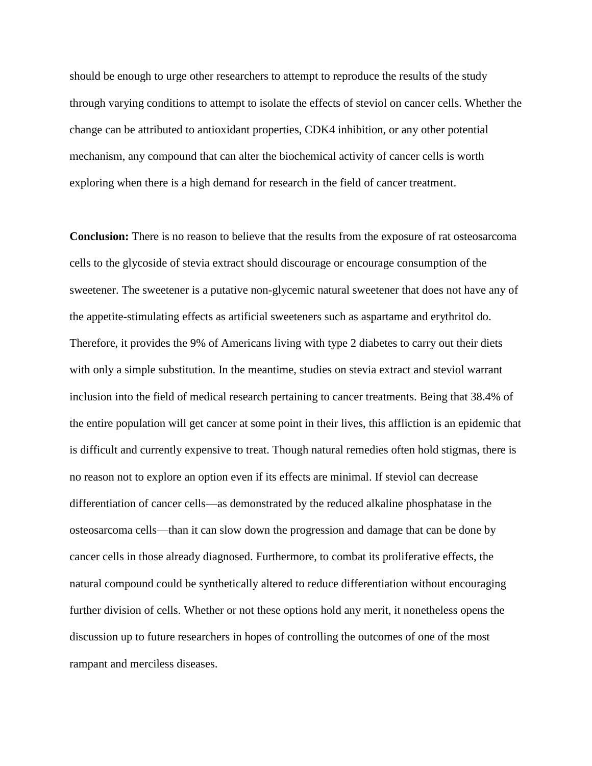should be enough to urge other researchers to attempt to reproduce the results of the study through varying conditions to attempt to isolate the effects of steviol on cancer cells. Whether the change can be attributed to antioxidant properties, CDK4 inhibition, or any other potential mechanism, any compound that can alter the biochemical activity of cancer cells is worth exploring when there is a high demand for research in the field of cancer treatment.

**Conclusion:** There is no reason to believe that the results from the exposure of rat osteosarcoma cells to the glycoside of stevia extract should discourage or encourage consumption of the sweetener. The sweetener is a putative non-glycemic natural sweetener that does not have any of the appetite-stimulating effects as artificial sweeteners such as aspartame and erythritol do. Therefore, it provides the 9% of Americans living with type 2 diabetes to carry out their diets with only a simple substitution. In the meantime, studies on stevia extract and steviol warrant inclusion into the field of medical research pertaining to cancer treatments. Being that 38.4% of the entire population will get cancer at some point in their lives, this affliction is an epidemic that is difficult and currently expensive to treat. Though natural remedies often hold stigmas, there is no reason not to explore an option even if its effects are minimal. If steviol can decrease differentiation of cancer cells—as demonstrated by the reduced alkaline phosphatase in the osteosarcoma cells—than it can slow down the progression and damage that can be done by cancer cells in those already diagnosed. Furthermore, to combat its proliferative effects, the natural compound could be synthetically altered to reduce differentiation without encouraging further division of cells. Whether or not these options hold any merit, it nonetheless opens the discussion up to future researchers in hopes of controlling the outcomes of one of the most rampant and merciless diseases.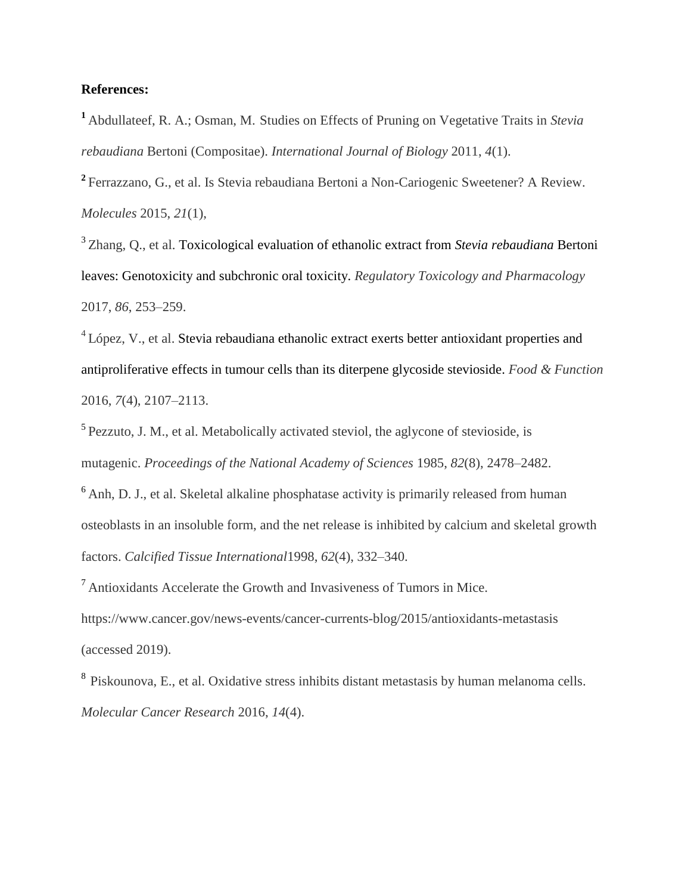**References:**

[1] Abdullateef, R. A.; Osman, M. Studies on Effects of Pruning on Vegetative Traits in *Stevia rebaudiana* Bertoni (Compositae). *International Journal of Biology* 2011, *4*(1).

[2] Ferrazzano, G., et al. Is Stevia rebaudiana Bertoni a Non-Cariogenic Sweetener? A Review. *Molecules* 2015, *21*(1),

[3] Zhang, Q., et al. Toxicological evaluation of ethanolic extract from *Stevia rebaudiana* Bertoni leaves: Genotoxicity and subchronic oral toxicity. *Regulatory Toxicology and Pharmacology* 2017, *86*, 253–259.

[4] López, V., et al. Stevia rebaudiana ethanolic extract exerts better antioxidant properties and antiproliferative effects in tumour cells than its diterpene glycoside stevioside. *Food & Function* 2016, *7*(4), 2107–2113.

[5] Pezzuto, J. M., et al. Metabolically activated steviol, the aglycone of stevioside, is mutagenic. *Proceedings of the National Academy of Sciences* 1985, *82*(8), 2478–2482.

[6] Anh, D. J., et al. Skeletal alkaline phosphatase activity is primarily released from human osteoblasts in an insoluble form, and the net release is inhibited by calcium and skeletal growth factors. *Calcified Tissue International*1998, *62*(4), 332–340.

[7] Antioxidants Accelerate the Growth and Invasiveness of Tumors in Mice. https://www.cancer.gov/news-events/cancer-currents-blog/2015/antioxidants-metastasis (accessed 2019).

[8] Piskounova, E., et al. Oxidative stress inhibits distant metastasis by human melanoma cells. *Molecular Cancer Research* 2016, *14*(4).